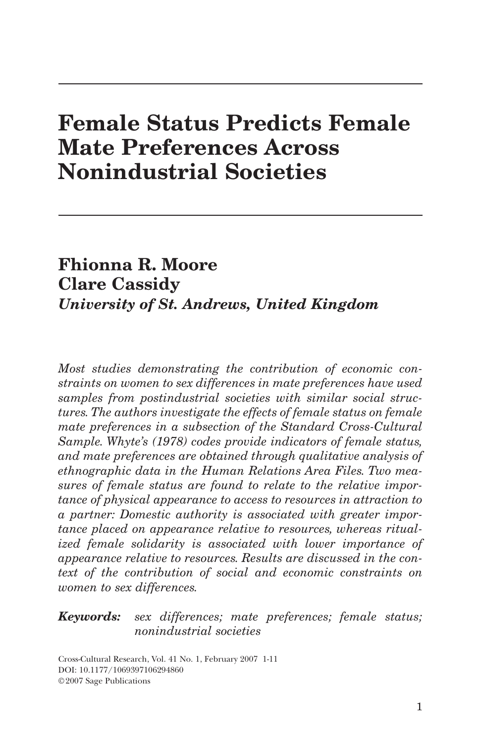# Female Status Predicts Female Mate Preferences Across Nonindustrial Societies

**Fhionna R. Moore**
**Clare Cassidy**
***University of St. Andrews, United Kingdom***

*Most studies demonstrating the contribution of economic constraints on women to sex differences in mate preferences have used samples from postindustrial societies with similar social structures. The authors investigate the effects of female status on female mate preferences in a subsection of the Standard Cross-Cultural Sample. Whyte's (1978) codes provide indicators of female status, and mate preferences are obtained through qualitative analysis of ethnographic data in the Human Relations Area Files. Two measures of female status are found to relate to the relative importance of physical appearance to access to resources in attraction to a partner: Domestic authority is associated with greater importance placed on appearance relative to resources, whereas ritualized female solidarity is associated with lower importance of appearance relative to resources. Results are discussed in the context of the contribution of social and economic constraints on women to sex differences.*

***Keywords:*** *sex differences; mate preferences; female status; nonindustrial societies*

Cross-Cultural Research, Vol. 41 No. 1, February 2007 1-11
DOI: 10.1177/1069397106294860
©2007 Sage Publications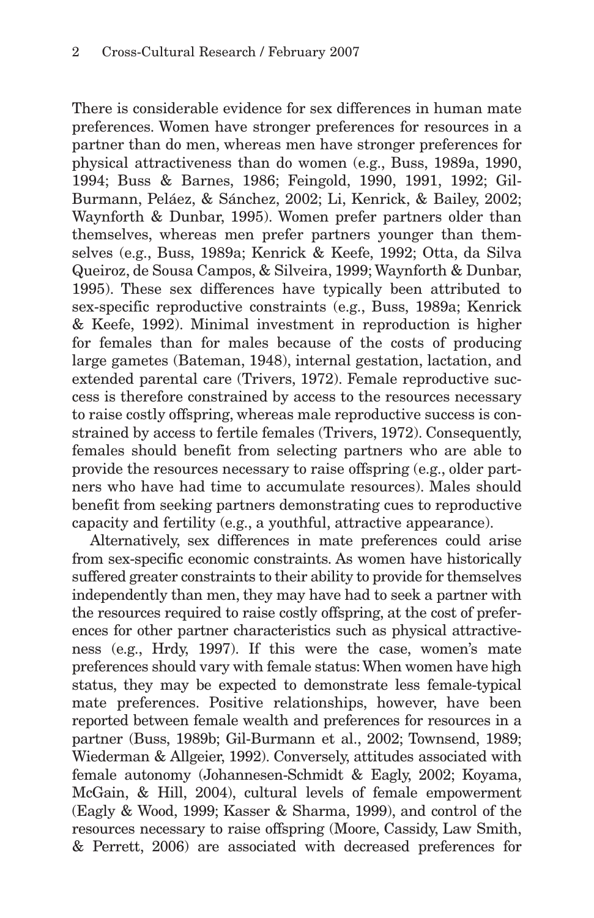There is considerable evidence for sex differences in human mate preferences. Women have stronger preferences for resources in a partner than do men, whereas men have stronger preferences for physical attractiveness than do women (e.g., Buss, 1989a, 1990, 1994; Buss & Barnes, 1986; Feingold, 1990, 1991, 1992; Gil-Burmann, Peláez, & Sánchez, 2002; Li, Kenrick, & Bailey, 2002; Waynforth & Dunbar, 1995). Women prefer partners older than themselves, whereas men prefer partners younger than themselves (e.g., Buss, 1989a; Kenrick & Keefe, 1992; Otta, da Silva Queiroz, de Sousa Campos, & Silveira, 1999; Waynforth & Dunbar, 1995). These sex differences have typically been attributed to sex-specific reproductive constraints (e.g., Buss, 1989a; Kenrick & Keefe, 1992). Minimal investment in reproduction is higher for females than for males because of the costs of producing large gametes (Bateman, 1948), internal gestation, lactation, and extended parental care (Trivers, 1972). Female reproductive success is therefore constrained by access to the resources necessary to raise costly offspring, whereas male reproductive success is constrained by access to fertile females (Trivers, 1972). Consequently, females should benefit from selecting partners who are able to provide the resources necessary to raise offspring (e.g., older partners who have had time to accumulate resources). Males should benefit from seeking partners demonstrating cues to reproductive capacity and fertility (e.g., a youthful, attractive appearance).

Alternatively, sex differences in mate preferences could arise from sex-specific economic constraints. As women have historically suffered greater constraints to their ability to provide for themselves independently than men, they may have had to seek a partner with the resources required to raise costly offspring, at the cost of preferences for other partner characteristics such as physical attractiveness (e.g., Hrdy, 1997). If this were the case, women's mate preferences should vary with female status: When women have high status, they may be expected to demonstrate less female-typical mate preferences. Positive relationships, however, have been reported between female wealth and preferences for resources in a partner (Buss, 1989b; Gil-Burmann et al., 2002; Townsend, 1989; Wiederman & Allgeier, 1992). Conversely, attitudes associated with female autonomy (Johannesen-Schmidt & Eagly, 2002; Koyama, McGain, & Hill, 2004), cultural levels of female empowerment (Eagly & Wood, 1999; Kasser & Sharma, 1999), and control of the resources necessary to raise offspring (Moore, Cassidy, Law Smith, & Perrett, 2006) are associated with decreased preferences for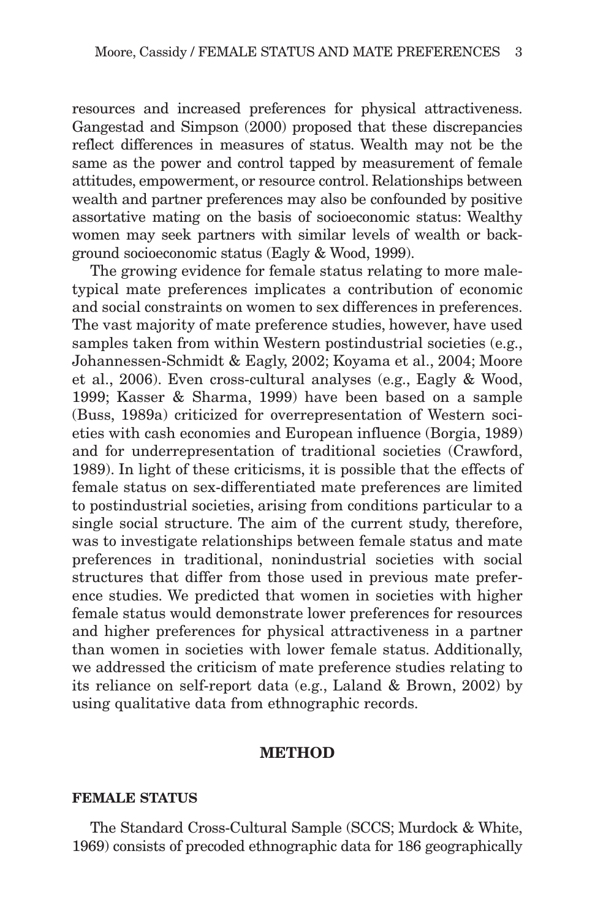resources and increased preferences for physical attractiveness. Gangestad and Simpson (2000) proposed that these discrepancies reflect differences in measures of status. Wealth may not be the same as the power and control tapped by measurement of female attitudes, empowerment, or resource control. Relationships between wealth and partner preferences may also be confounded by positive assortative mating on the basis of socioeconomic status: Wealthy women may seek partners with similar levels of wealth or background socioeconomic status (Eagly & Wood, 1999).

The growing evidence for female status relating to more male-typical mate preferences implicates a contribution of economic and social constraints on women to sex differences in preferences. The vast majority of mate preference studies, however, have used samples taken from within Western postindustrial societies (e.g., Johannessen-Schmidt & Eagly, 2002; Koyama et al., 2004; Moore et al., 2006). Even cross-cultural analyses (e.g., Eagly & Wood, 1999; Kasser & Sharma, 1999) have been based on a sample (Buss, 1989a) criticized for overrepresentation of Western societies with cash economies and European influence (Borgia, 1989) and for underrepresentation of traditional societies (Crawford, 1989). In light of these criticisms, it is possible that the effects of female status on sex-differentiated mate preferences are limited to postindustrial societies, arising from conditions particular to a single social structure. The aim of the current study, therefore, was to investigate relationships between female status and mate preferences in traditional, nonindustrial societies with social structures that differ from those used in previous mate preference studies. We predicted that women in societies with higher female status would demonstrate lower preferences for resources and higher preferences for physical attractiveness in a partner than women in societies with lower female status. Additionally, we addressed the criticism of mate preference studies relating to its reliance on self-report data (e.g., Laland & Brown, 2002) by using qualitative data from ethnographic records.

## METHOD

### FEMALE STATUS

The Standard Cross-Cultural Sample (SCCS; Murdock & White, 1969) consists of precoded ethnographic data for 186 geographically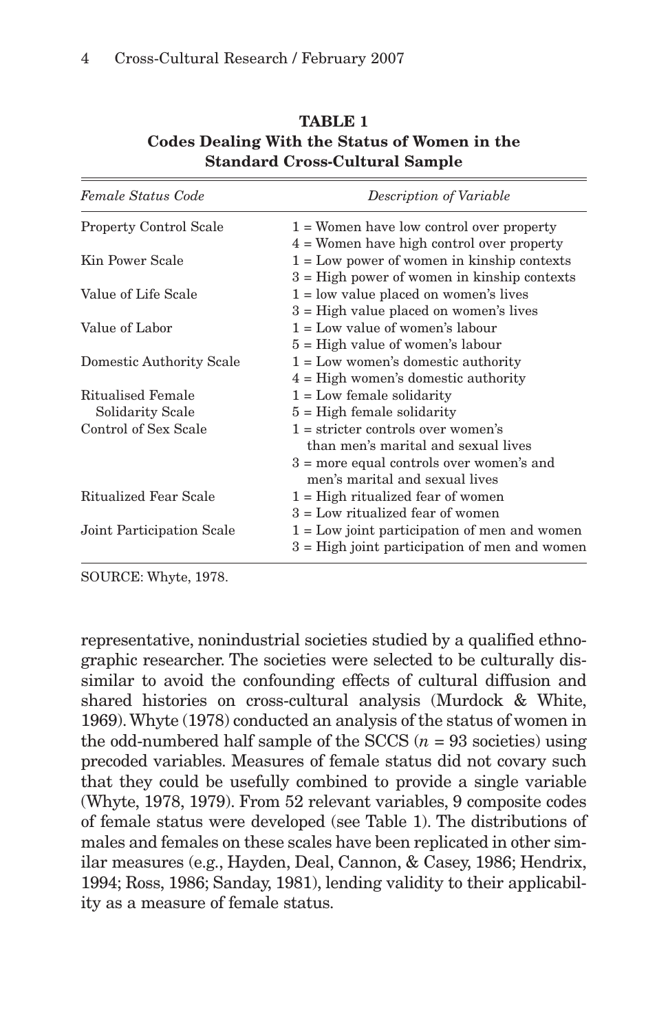**TABLE 1**
**Codes Dealing With the Status of Women in the Standard Cross-Cultural Sample**

| *Female Status Code* | *Description of Variable* |
| --- | --- |
| Property Control Scale | 1 = Women have low control over property<br>4 = Women have high control over property |
| Kin Power Scale | 1 = Low power of women in kinship contexts<br>3 = High power of women in kinship contexts |
| Value of Life Scale | 1 = low value placed on women's lives<br>3 = High value placed on women's lives |
| Value of Labor | 1 = Low value of women's labour<br>5 = High value of women's labour |
| Domestic Authority Scale | 1 = Low women's domestic authority<br>4 = High women's domestic authority |
| Ritualised Female Solidarity Scale | 1 = Low female solidarity<br>5 = High female solidarity |
| Control of Sex Scale | 1 = stricter controls over women's than men's marital and sexual lives<br>3 = more equal controls over women's and men's marital and sexual lives |
| Ritualized Fear Scale | 1 = High ritualized fear of women<br>3 = Low ritualized fear of women |
| Joint Participation Scale | 1 = Low joint participation of men and women<br>3 = High joint participation of men and women |

SOURCE: Whyte, 1978.

representative, nonindustrial societies studied by a qualified ethnographic researcher. The societies were selected to be culturally dissimilar to avoid the confounding effects of cultural diffusion and shared histories on cross-cultural analysis (Murdock & White, 1969). Whyte (1978) conducted an analysis of the status of women in the odd-numbered half sample of the SCCS ($n$ = 93 societies) using precoded variables. Measures of female status did not covary such that they could be usefully combined to provide a single variable (Whyte, 1978, 1979). From 52 relevant variables, 9 composite codes of female status were developed (see Table 1). The distributions of males and females on these scales have been replicated in other similar measures (e.g., Hayden, Deal, Cannon, & Casey, 1986; Hendrix, 1994; Ross, 1986; Sanday, 1981), lending validity to their applicability as a measure of female status.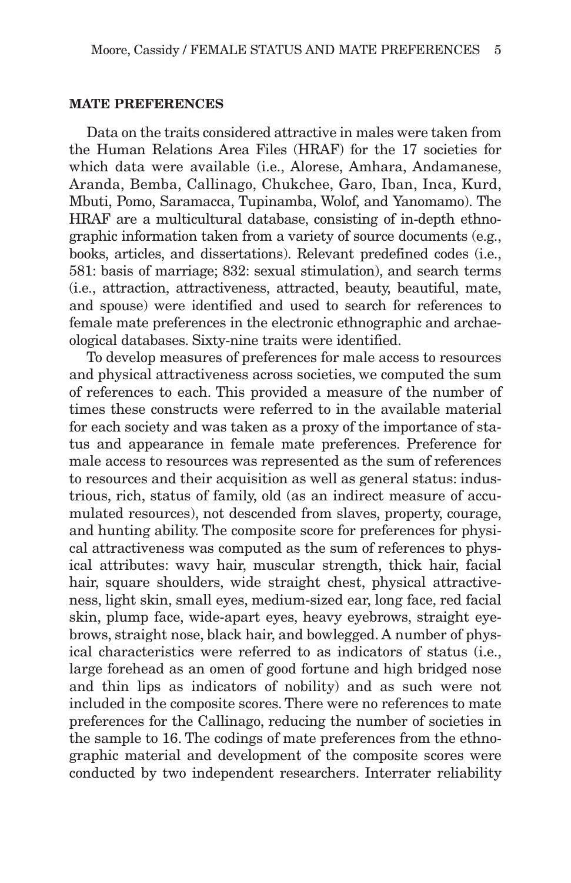## MATE PREFERENCES

Data on the traits considered attractive in males were taken from the Human Relations Area Files (HRAF) for the 17 societies for which data were available (i.e., Alorese, Amhara, Andamanese, Aranda, Bemba, Callinago, Chukchee, Garo, Iban, Inca, Kurd, Mbuti, Pomo, Saramacca, Tupinamba, Wolof, and Yanomamo). The HRAF are a multicultural database, consisting of in-depth ethnographic information taken from a variety of source documents (e.g., books, articles, and dissertations). Relevant predefined codes (i.e., 581: basis of marriage; 832: sexual stimulation), and search terms (i.e., attraction, attractiveness, attracted, beauty, beautiful, mate, and spouse) were identified and used to search for references to female mate preferences in the electronic ethnographic and archaeological databases. Sixty-nine traits were identified.

To develop measures of preferences for male access to resources and physical attractiveness across societies, we computed the sum of references to each. This provided a measure of the number of times these constructs were referred to in the available material for each society and was taken as a proxy of the importance of status and appearance in female mate preferences. Preference for male access to resources was represented as the sum of references to resources and their acquisition as well as general status: industrious, rich, status of family, old (as an indirect measure of accumulated resources), not descended from slaves, property, courage, and hunting ability. The composite score for preferences for physical attractiveness was computed as the sum of references to physical attributes: wavy hair, muscular strength, thick hair, facial hair, square shoulders, wide straight chest, physical attractiveness, light skin, small eyes, medium-sized ear, long face, red facial skin, plump face, wide-apart eyes, heavy eyebrows, straight eyebrows, straight nose, black hair, and bowlegged. A number of physical characteristics were referred to as indicators of status (i.e., large forehead as an omen of good fortune and high bridged nose and thin lips as indicators of nobility) and as such were not included in the composite scores. There were no references to mate preferences for the Callinago, reducing the number of societies in the sample to 16. The codings of mate preferences from the ethnographic material and development of the composite scores were conducted by two independent researchers. Interrater reliability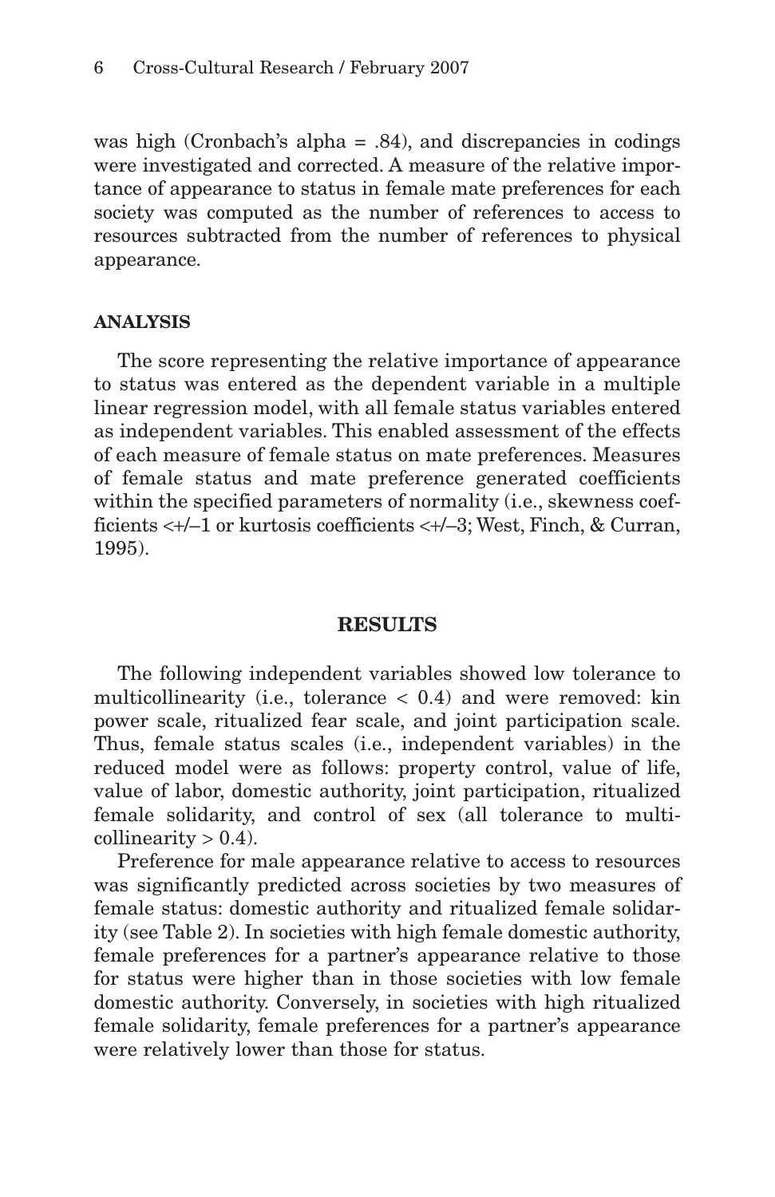was high (Cronbach's alpha = .84), and discrepancies in codings were investigated and corrected. A measure of the relative importance of appearance to status in female mate preferences for each society was computed as the number of references to access to resources subtracted from the number of references to physical appearance.

### ANALYSIS

The score representing the relative importance of appearance to status was entered as the dependent variable in a multiple linear regression model, with all female status variables entered as independent variables. This enabled assessment of the effects of each measure of female status on mate preferences. Measures of female status and mate preference generated coefficients within the specified parameters of normality (i.e., skewness coefficients <+/–1 or kurtosis coefficients <+/–3; West, Finch, & Curran, 1995).

## RESULTS

The following independent variables showed low tolerance to multicollinearity (i.e., tolerance < 0.4) and were removed: kin power scale, ritualized fear scale, and joint participation scale. Thus, female status scales (i.e., independent variables) in the reduced model were as follows: property control, value of life, value of labor, domestic authority, joint participation, ritualized female solidarity, and control of sex (all tolerance to multicollinearity > 0.4).

Preference for male appearance relative to access to resources was significantly predicted across societies by two measures of female status: domestic authority and ritualized female solidarity (see Table 2). In societies with high female domestic authority, female preferences for a partner's appearance relative to those for status were higher than in those societies with low female domestic authority. Conversely, in societies with high ritualized female solidarity, female preferences for a partner's appearance were relatively lower than those for status.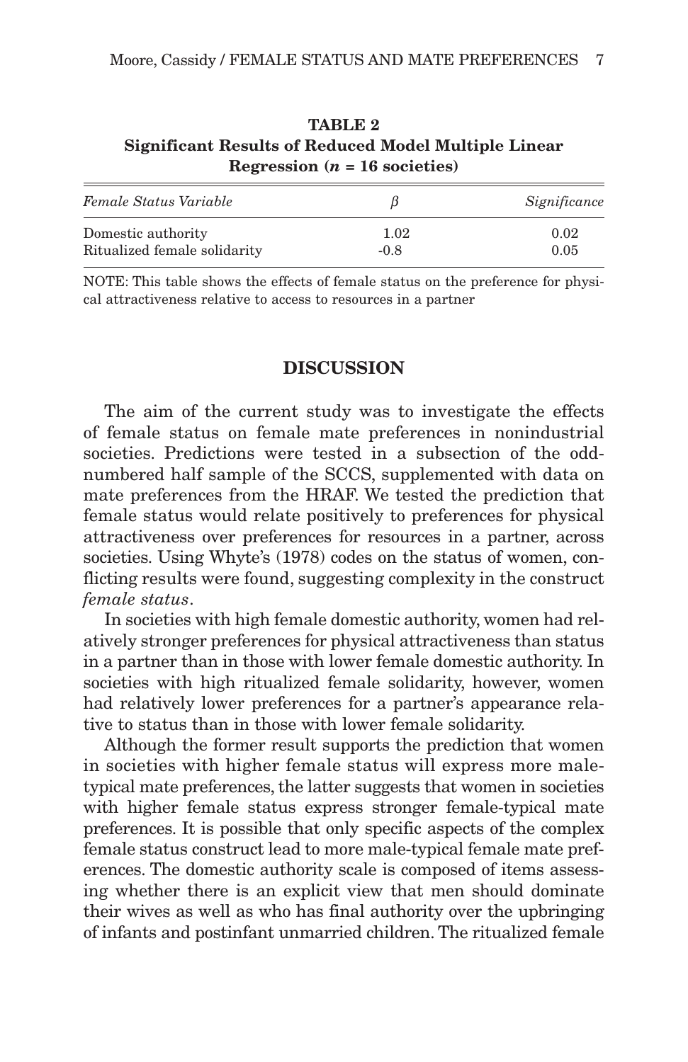**TABLE 2**
**Significant Results of Reduced Model Multiple Linear Regression ($n$ = 16 societies)**

| *Female Status Variable* | $\beta$ | *Significance* |
|---|---|---|
| Domestic authority | 1.02 | 0.02 |
| Ritualized female solidarity | -0.8 | 0.05 |

NOTE: This table shows the effects of female status on the preference for physical attractiveness relative to access to resources in a partner

## DISCUSSION

The aim of the current study was to investigate the effects of female status on female mate preferences in nonindustrial societies. Predictions were tested in a subsection of the odd-numbered half sample of the SCCS, supplemented with data on mate preferences from the HRAF. We tested the prediction that female status would relate positively to preferences for physical attractiveness over preferences for resources in a partner, across societies. Using Whyte's (1978) codes on the status of women, conflicting results were found, suggesting complexity in the construct *female status*.

In societies with high female domestic authority, women had relatively stronger preferences for physical attractiveness than status in a partner than in those with lower female domestic authority. In societies with high ritualized female solidarity, however, women had relatively lower preferences for a partner's appearance relative to status than in those with lower female solidarity.

Although the former result supports the prediction that women in societies with higher female status will express more male-typical mate preferences, the latter suggests that women in societies with higher female status express stronger female-typical mate preferences. It is possible that only specific aspects of the complex female status construct lead to more male-typical female mate preferences. The domestic authority scale is composed of items assessing whether there is an explicit view that men should dominate their wives as well as who has final authority over the upbringing of infants and postinfant unmarried children. The ritualized female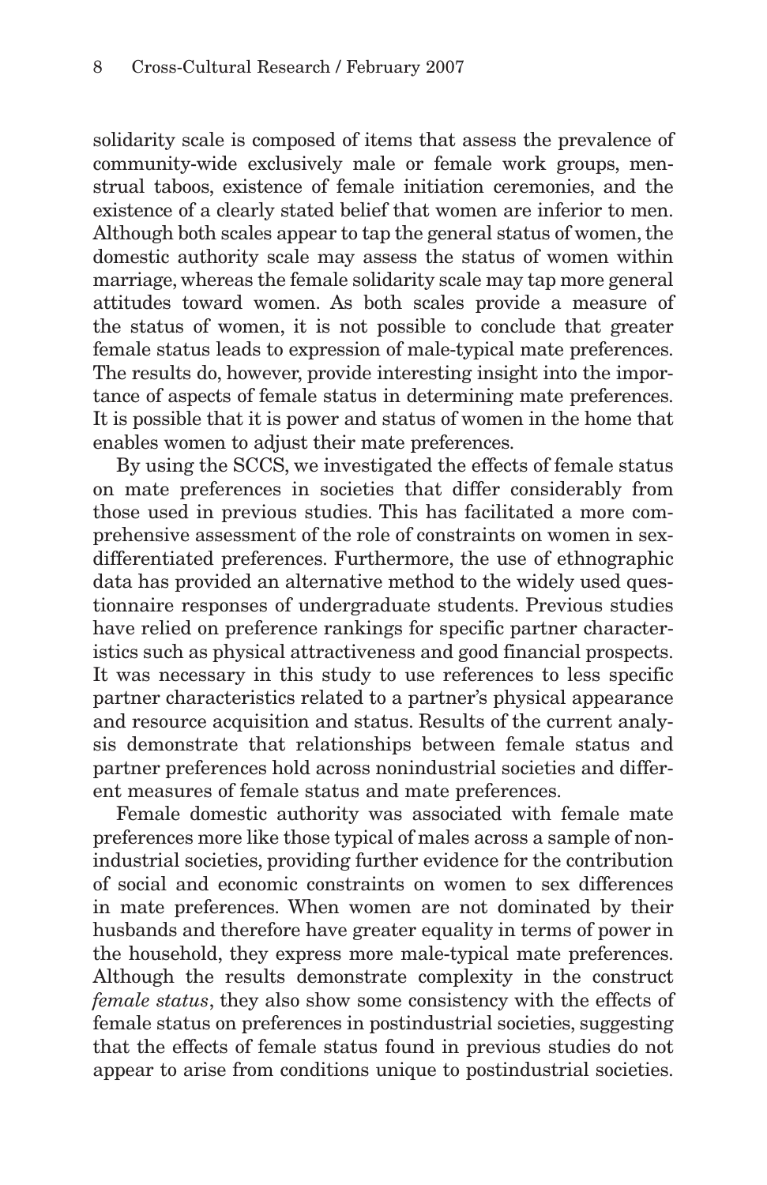solidarity scale is composed of items that assess the prevalence of community-wide exclusively male or female work groups, menstrual taboos, existence of female initiation ceremonies, and the existence of a clearly stated belief that women are inferior to men. Although both scales appear to tap the general status of women, the domestic authority scale may assess the status of women within marriage, whereas the female solidarity scale may tap more general attitudes toward women. As both scales provide a measure of the status of women, it is not possible to conclude that greater female status leads to expression of male-typical mate preferences. The results do, however, provide interesting insight into the importance of aspects of female status in determining mate preferences. It is possible that it is power and status of women in the home that enables women to adjust their mate preferences.

By using the SCCS, we investigated the effects of female status on mate preferences in societies that differ considerably from those used in previous studies. This has facilitated a more comprehensive assessment of the role of constraints on women in sex-differentiated preferences. Furthermore, the use of ethnographic data has provided an alternative method to the widely used questionnaire responses of undergraduate students. Previous studies have relied on preference rankings for specific partner characteristics such as physical attractiveness and good financial prospects. It was necessary in this study to use references to less specific partner characteristics related to a partner's physical appearance and resource acquisition and status. Results of the current analysis demonstrate that relationships between female status and partner preferences hold across nonindustrial societies and different measures of female status and mate preferences.

Female domestic authority was associated with female mate preferences more like those typical of males across a sample of nonindustrial societies, providing further evidence for the contribution of social and economic constraints on women to sex differences in mate preferences. When women are not dominated by their husbands and therefore have greater equality in terms of power in the household, they express more male-typical mate preferences. Although the results demonstrate complexity in the construct *female status*, they also show some consistency with the effects of female status on preferences in postindustrial societies, suggesting that the effects of female status found in previous studies do not appear to arise from conditions unique to postindustrial societies.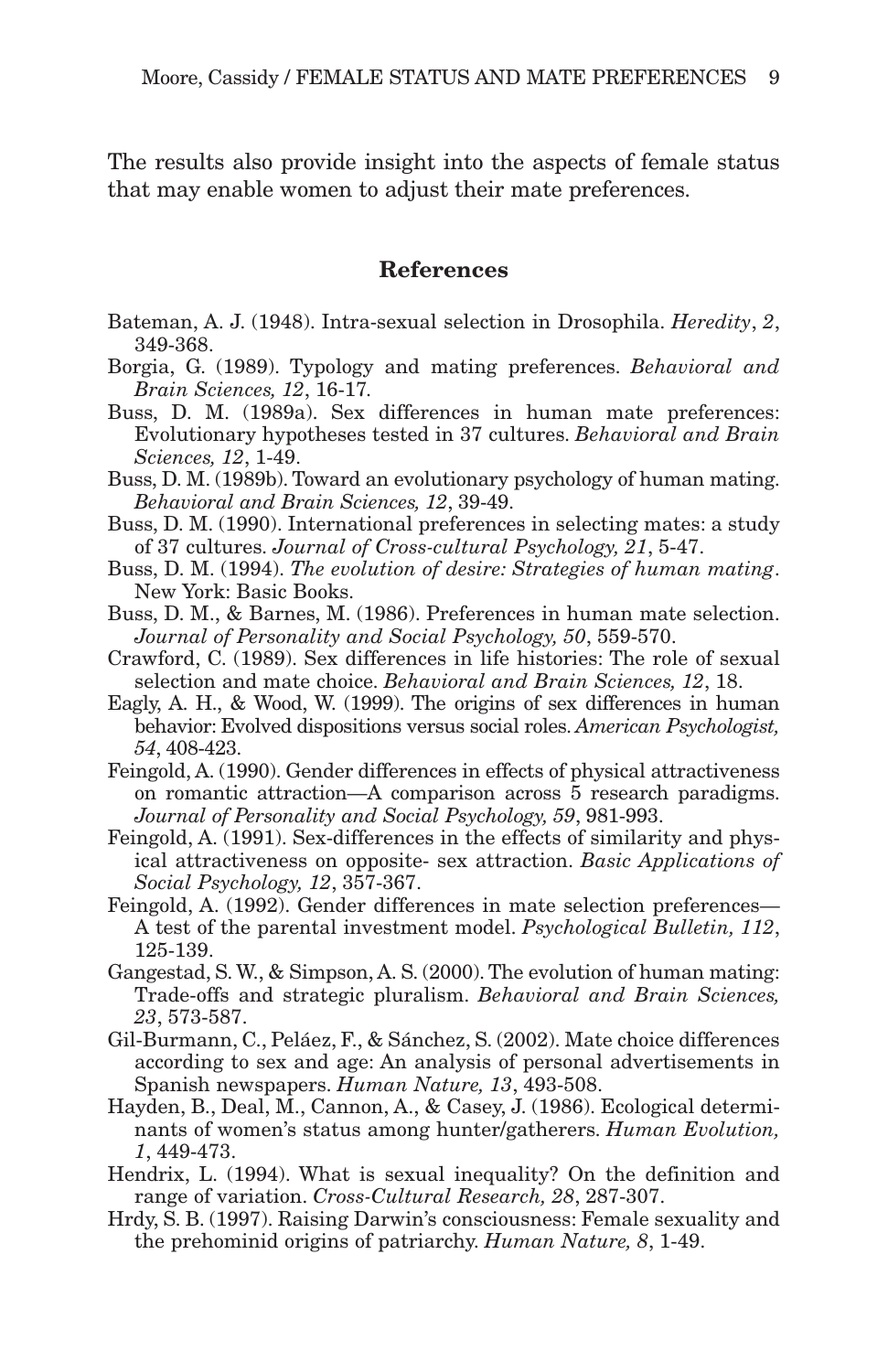The results also provide insight into the aspects of female status that may enable women to adjust their mate preferences.

## References

Bateman, A. J. (1948). Intra-sexual selection in Drosophila. *Heredity*, *2*, 349-368.

Borgia, G. (1989). Typology and mating preferences. *Behavioral and Brain Sciences, 12*, 16-17.

Buss, D. M. (1989a). Sex differences in human mate preferences: Evolutionary hypotheses tested in 37 cultures. *Behavioral and Brain Sciences, 12*, 1-49.

Buss, D. M. (1989b). Toward an evolutionary psychology of human mating. *Behavioral and Brain Sciences, 12*, 39-49.

Buss, D. M. (1990). International preferences in selecting mates: a study of 37 cultures. *Journal of Cross-cultural Psychology, 21*, 5-47.

Buss, D. M. (1994). *The evolution of desire: Strategies of human mating*. New York: Basic Books.

Buss, D. M., & Barnes, M. (1986). Preferences in human mate selection. *Journal of Personality and Social Psychology, 50*, 559-570.

Crawford, C. (1989). Sex differences in life histories: The role of sexual selection and mate choice. *Behavioral and Brain Sciences, 12*, 18.

Eagly, A. H., & Wood, W. (1999). The origins of sex differences in human behavior: Evolved dispositions versus social roles. *American Psychologist, 54*, 408-423.

Feingold, A. (1990). Gender differences in effects of physical attractiveness on romantic attraction—A comparison across 5 research paradigms. *Journal of Personality and Social Psychology, 59*, 981-993.

Feingold, A. (1991). Sex-differences in the effects of similarity and physical attractiveness on opposite- sex attraction. *Basic Applications of Social Psychology, 12*, 357-367.

Feingold, A. (1992). Gender differences in mate selection preferences—A test of the parental investment model. *Psychological Bulletin, 112*, 125-139.

Gangestad, S. W., & Simpson, A. S. (2000). The evolution of human mating: Trade-offs and strategic pluralism. *Behavioral and Brain Sciences, 23*, 573-587.

Gil-Burmann, C., Peláez, F., & Sánchez, S. (2002). Mate choice differences according to sex and age: An analysis of personal advertisements in Spanish newspapers. *Human Nature, 13*, 493-508.

Hayden, B., Deal, M., Cannon, A., & Casey, J. (1986). Ecological determinants of women's status among hunter/gatherers. *Human Evolution, 1*, 449-473.

Hendrix, L. (1994). What is sexual inequality? On the definition and range of variation. *Cross-Cultural Research, 28*, 287-307.

Hrdy, S. B. (1997). Raising Darwin's consciousness: Female sexuality and the prehominid origins of patriarchy. *Human Nature, 8*, 1-49.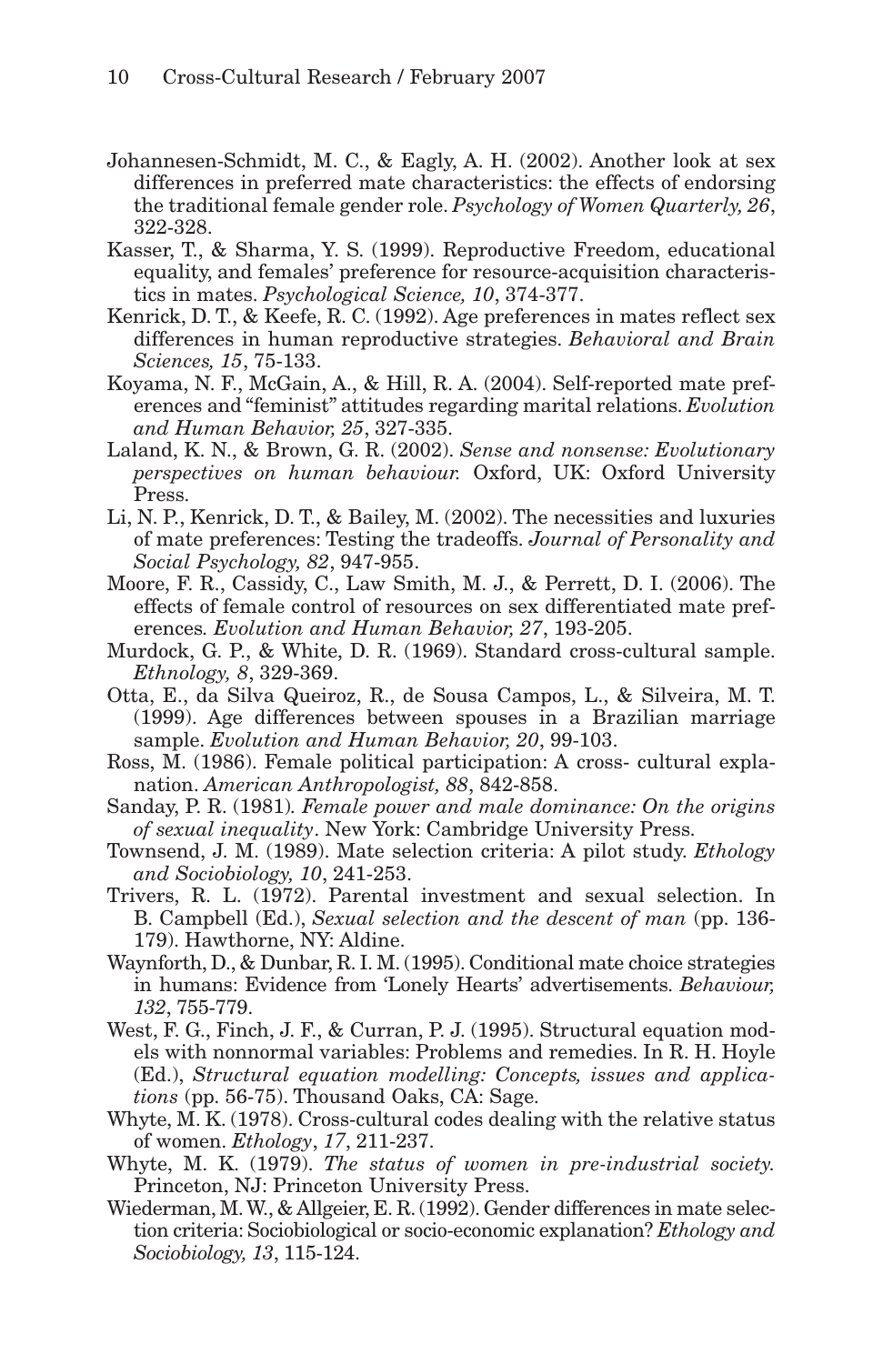Johannesen-Schmidt, M. C., & Eagly, A. H. (2002). Another look at sex differences in preferred mate characteristics: the effects of endorsing the traditional female gender role. *Psychology of Women Quarterly, 26*, 322-328.

Kasser, T., & Sharma, Y. S. (1999). Reproductive Freedom, educational equality, and females' preference for resource-acquisition characteristics in mates. *Psychological Science, 10*, 374-377.

Kenrick, D. T., & Keefe, R. C. (1992). Age preferences in mates reflect sex differences in human reproductive strategies. *Behavioral and Brain Sciences, 15*, 75-133.

Koyama, N. F., McGain, A., & Hill, R. A. (2004). Self-reported mate preferences and "feminist" attitudes regarding marital relations. *Evolution and Human Behavior, 25*, 327-335.

Laland, K. N., & Brown, G. R. (2002). *Sense and nonsense: Evolutionary perspectives on human behaviour.* Oxford, UK: Oxford University Press.

Li, N. P., Kenrick, D. T., & Bailey, M. (2002). The necessities and luxuries of mate preferences: Testing the tradeoffs. *Journal of Personality and Social Psychology, 82*, 947-955.

Moore, F. R., Cassidy, C., Law Smith, M. J., & Perrett, D. I. (2006). The effects of female control of resources on sex differentiated mate preferences. *Evolution and Human Behavior, 27*, 193-205.

Murdock, G. P., & White, D. R. (1969). Standard cross-cultural sample. *Ethnology, 8*, 329-369.

Otta, E., da Silva Queiroz, R., de Sousa Campos, L., & Silveira, M. T. (1999). Age differences between spouses in a Brazilian marriage sample. *Evolution and Human Behavior, 20*, 99-103.

Ross, M. (1986). Female political participation: A cross- cultural explanation. *American Anthropologist, 88*, 842-858.

Sanday, P. R. (1981). *Female power and male dominance: On the origins of sexual inequality*. New York: Cambridge University Press.

Townsend, J. M. (1989). Mate selection criteria: A pilot study. *Ethology and Sociobiology, 10*, 241-253.

Trivers, R. L. (1972). Parental investment and sexual selection. In B. Campbell (Ed.), *Sexual selection and the descent of man* (pp. 136-179). Hawthorne, NY: Aldine.

Waynforth, D., & Dunbar, R. I. M. (1995). Conditional mate choice strategies in humans: Evidence from 'Lonely Hearts' advertisements. *Behaviour, 132*, 755-779.

West, F. G., Finch, J. F., & Curran, P. J. (1995). Structural equation models with nonnormal variables: Problems and remedies. In R. H. Hoyle (Ed.), *Structural equation modelling: Concepts, issues and applications* (pp. 56-75). Thousand Oaks, CA: Sage.

Whyte, M. K. (1978). Cross-cultural codes dealing with the relative status of women. *Ethology*, *17*, 211-237.

Whyte, M. K. (1979). *The status of women in pre-industrial society.* Princeton, NJ: Princeton University Press.

Wiederman, M. W., & Allgeier, E. R. (1992). Gender differences in mate selection criteria: Sociobiological or socio-economic explanation? *Ethology and Sociobiology, 13*, 115-124.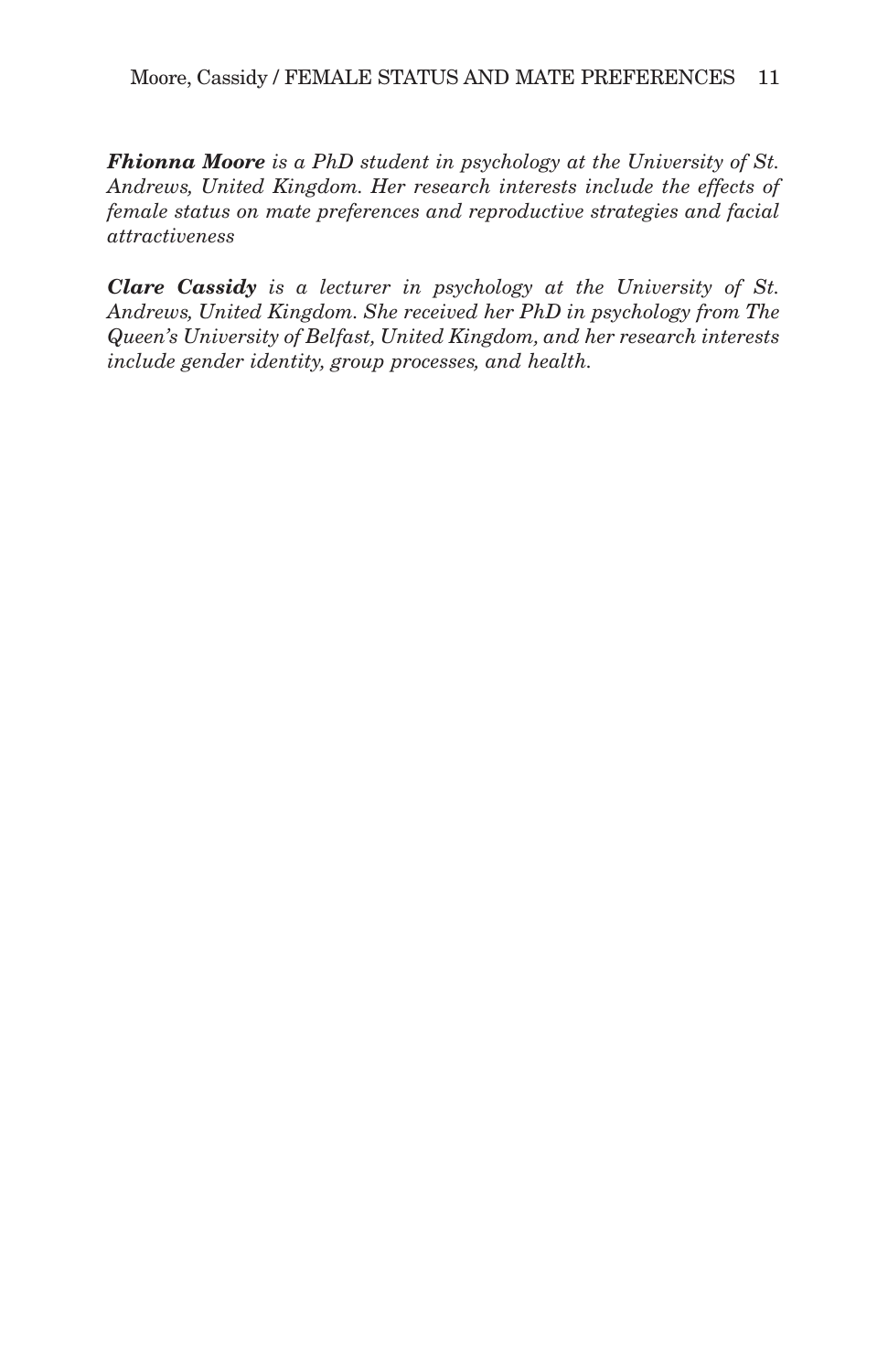***Fhionna Moore*** *is a PhD student in psychology at the University of St. Andrews, United Kingdom. Her research interests include the effects of female status on mate preferences and reproductive strategies and facial attractiveness*

***Clare Cassidy*** *is a lecturer in psychology at the University of St. Andrews, United Kingdom. She received her PhD in psychology from The Queen's University of Belfast, United Kingdom, and her research interests include gender identity, group processes, and health.*